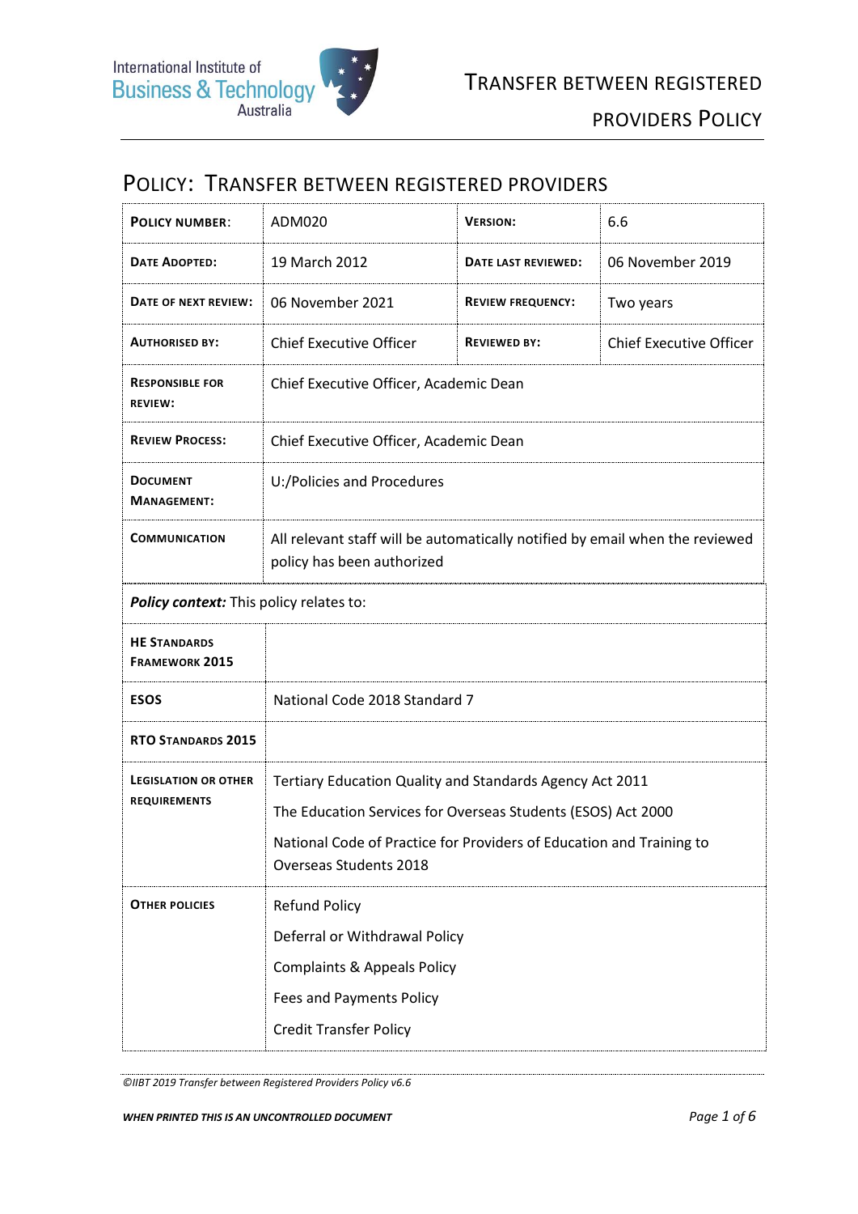# Policy: Transfer between Registered Providers

| **Policy Number:** | ADM020 | **Version:** | 6.6 |
|---|---|---|---|
| **Date Adopted:** | 19 March 2012 | **Date Last Reviewed:** | 06 November 2019 |
| **Date of Next Review:** | 06 November 2021 | **Review Frequency:** | Two years |
| **Authorised By:** | Chief Executive Officer | **Reviewed By:** | Chief Executive Officer |
| **Responsible for Review:** | Chief Executive Officer, Academic Dean | | |
| **Review Process:** | Chief Executive Officer, Academic Dean | | |
| **Document Management:** | U:/Policies and Procedures | | |
| **Communication** | All relevant staff will be automatically notified by email when the reviewed policy has been authorized | | |

***Policy context:*** This policy relates to:

| | |
|---|---|
| **HE Standards Framework 2015** | |
| **ESOS** | National Code 2018 Standard 7 |
| **RTO Standards 2015** | |
| **Legislation or Other Requirements** | Tertiary Education Quality and Standards Agency Act 2011<br>The Education Services for Overseas Students (ESOS) Act 2000<br>National Code of Practice for Providers of Education and Training to Overseas Students 2018 |
| **Other Policies** | Refund Policy<br>Deferral or Withdrawal Policy<br>Complaints & Appeals Policy<br>Fees and Payments Policy<br>Credit Transfer Policy |

*©IIBT 2019 Transfer between Registered Providers Policy v6.6*

***WHEN PRINTED THIS IS AN UNCONTROLLED DOCUMENT***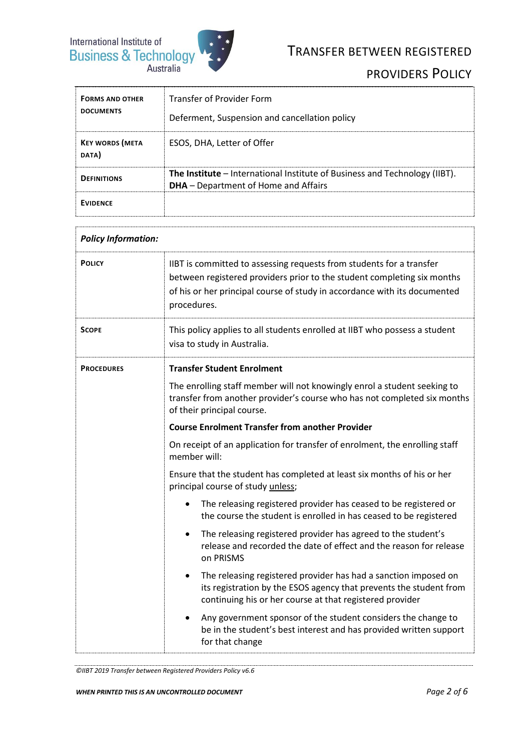| **FORMS AND OTHER DOCUMENTS** | Transfer of Provider Form<br><br>Deferment, Suspension and cancellation policy |
| --- | --- |
| **KEY WORDS (META DATA)** | ESOS, DHA, Letter of Offer |
| **DEFINITIONS** | **The Institute** – International Institute of Business and Technology (IIBT).<br>**DHA** – Department of Home and Affairs |
| **EVIDENCE** | |

| ***Policy Information:*** | |
| --- | --- |
| **POLICY** | IIBT is committed to assessing requests from students for a transfer between registered providers prior to the student completing six months of his or her principal course of study in accordance with its documented procedures. |
| **SCOPE** | This policy applies to all students enrolled at IIBT who possess a student visa to study in Australia. |
| **PROCEDURES** | **Transfer Student Enrolment**<br><br>The enrolling staff member will not knowingly enrol a student seeking to transfer from another provider's course who has not completed six months of their principal course.<br><br>**Course Enrolment Transfer from another Provider**<br><br>On receipt of an application for transfer of enrolment, the enrolling staff member will:<br><br>Ensure that the student has completed at least six months of his or her principal course of study unless;<br><br>• The releasing registered provider has ceased to be registered or the course the student is enrolled in has ceased to be registered<br><br>• The releasing registered provider has agreed to the student's release and recorded the date of effect and the reason for release on PRISMS<br><br>• The releasing registered provider has had a sanction imposed on its registration by the ESOS agency that prevents the student from continuing his or her course at that registered provider<br><br>• Any government sponsor of the student considers the change to be in the student's best interest and has provided written support for that change |

*©IIBT 2019 Transfer between Registered Providers Policy v6.6*

***WHEN PRINTED THIS IS AN UNCONTROLLED DOCUMENT***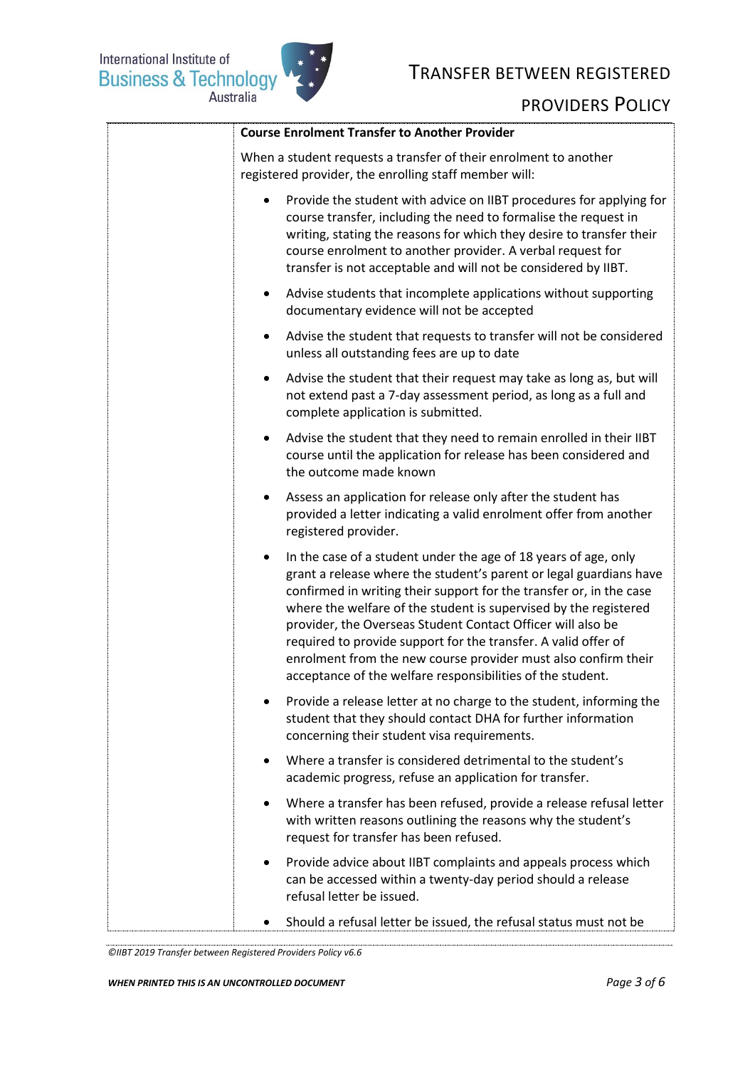**Course Enrolment Transfer to Another Provider**

When a student requests a transfer of their enrolment to another registered provider, the enrolling staff member will:

- Provide the student with advice on IIBT procedures for applying for course transfer, including the need to formalise the request in writing, stating the reasons for which they desire to transfer their course enrolment to another provider. A verbal request for transfer is not acceptable and will not be considered by IIBT.
- Advise students that incomplete applications without supporting documentary evidence will not be accepted
- Advise the student that requests to transfer will not be considered unless all outstanding fees are up to date
- Advise the student that their request may take as long as, but will not extend past a 7-day assessment period, as long as a full and complete application is submitted.
- Advise the student that they need to remain enrolled in their IIBT course until the application for release has been considered and the outcome made known
- Assess an application for release only after the student has provided a letter indicating a valid enrolment offer from another registered provider.
- In the case of a student under the age of 18 years of age, only grant a release where the student's parent or legal guardians have confirmed in writing their support for the transfer or, in the case where the welfare of the student is supervised by the registered provider, the Overseas Student Contact Officer will also be required to provide support for the transfer. A valid offer of enrolment from the new course provider must also confirm their acceptance of the welfare responsibilities of the student.
- Provide a release letter at no charge to the student, informing the student that they should contact DHA for further information concerning their student visa requirements.
- Where a transfer is considered detrimental to the student's academic progress, refuse an application for transfer.
- Where a transfer has been refused, provide a release refusal letter with written reasons outlining the reasons why the student's request for transfer has been refused.
- Provide advice about IIBT complaints and appeals process which can be accessed within a twenty-day period should a release refusal letter be issued.
- Should a refusal letter be issued, the refusal status must not be

*©IIBT 2019 Transfer between Registered Providers Policy v6.6*

***WHEN PRINTED THIS IS AN UNCONTROLLED DOCUMENT***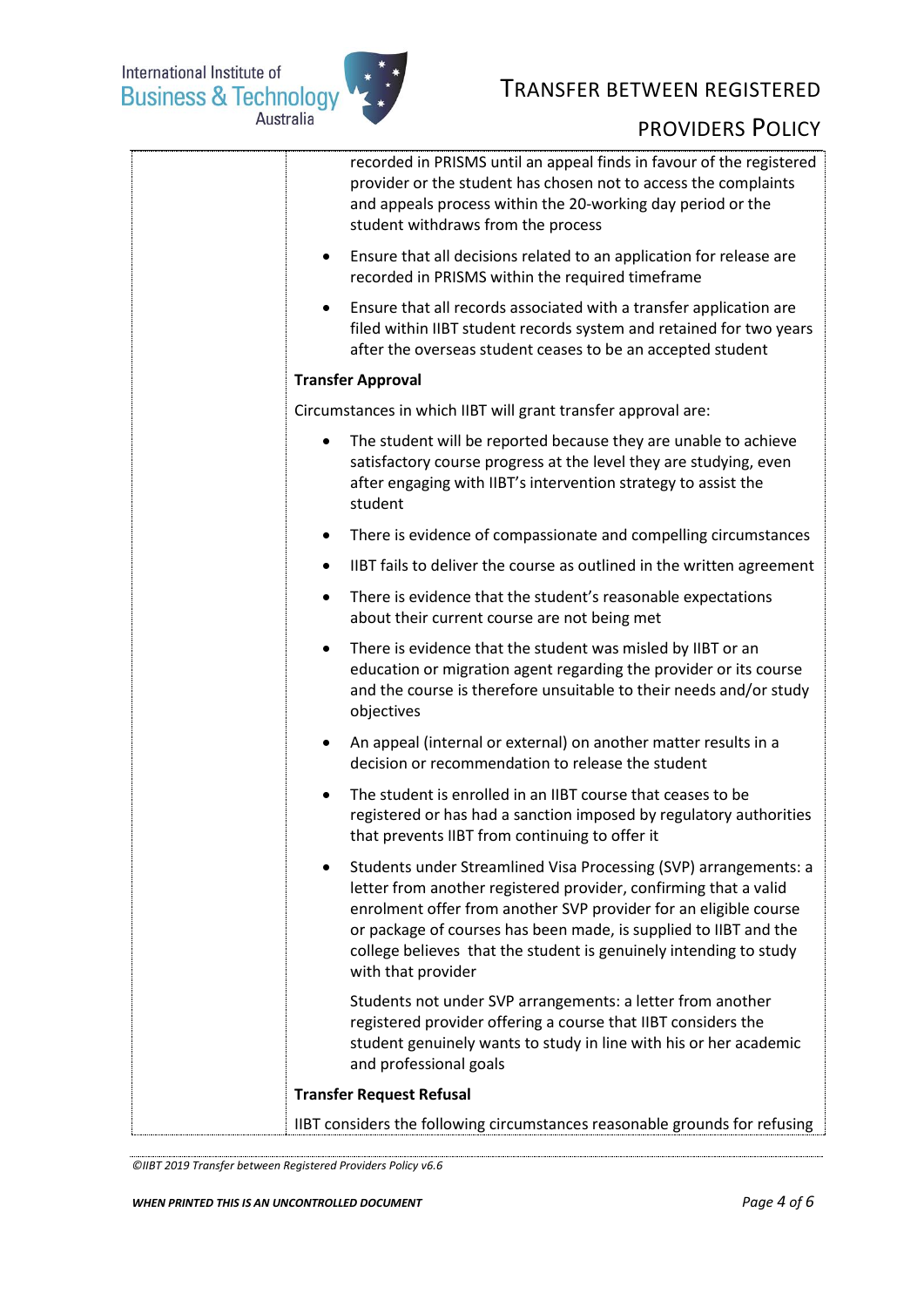recorded in PRISMS until an appeal finds in favour of the registered provider or the student has chosen not to access the complaints and appeals process within the 20-working day period or the student withdraws from the process

- Ensure that all decisions related to an application for release are recorded in PRISMS within the required timeframe
- Ensure that all records associated with a transfer application are filed within IIBT student records system and retained for two years after the overseas student ceases to be an accepted student

**Transfer Approval**

Circumstances in which IIBT will grant transfer approval are:

- The student will be reported because they are unable to achieve satisfactory course progress at the level they are studying, even after engaging with IIBT's intervention strategy to assist the student
- There is evidence of compassionate and compelling circumstances
- IIBT fails to deliver the course as outlined in the written agreement
- There is evidence that the student's reasonable expectations about their current course are not being met
- There is evidence that the student was misled by IIBT or an education or migration agent regarding the provider or its course and the course is therefore unsuitable to their needs and/or study objectives
- An appeal (internal or external) on another matter results in a decision or recommendation to release the student
- The student is enrolled in an IIBT course that ceases to be registered or has had a sanction imposed by regulatory authorities that prevents IIBT from continuing to offer it
- Students under Streamlined Visa Processing (SVP) arrangements: a letter from another registered provider, confirming that a valid enrolment offer from another SVP provider for an eligible course or package of courses has been made, is supplied to IIBT and the college believes that the student is genuinely intending to study with that provider

  Students not under SVP arrangements: a letter from another registered provider offering a course that IIBT considers the student genuinely wants to study in line with his or her academic and professional goals

**Transfer Request Refusal**

IIBT considers the following circumstances reasonable grounds for refusing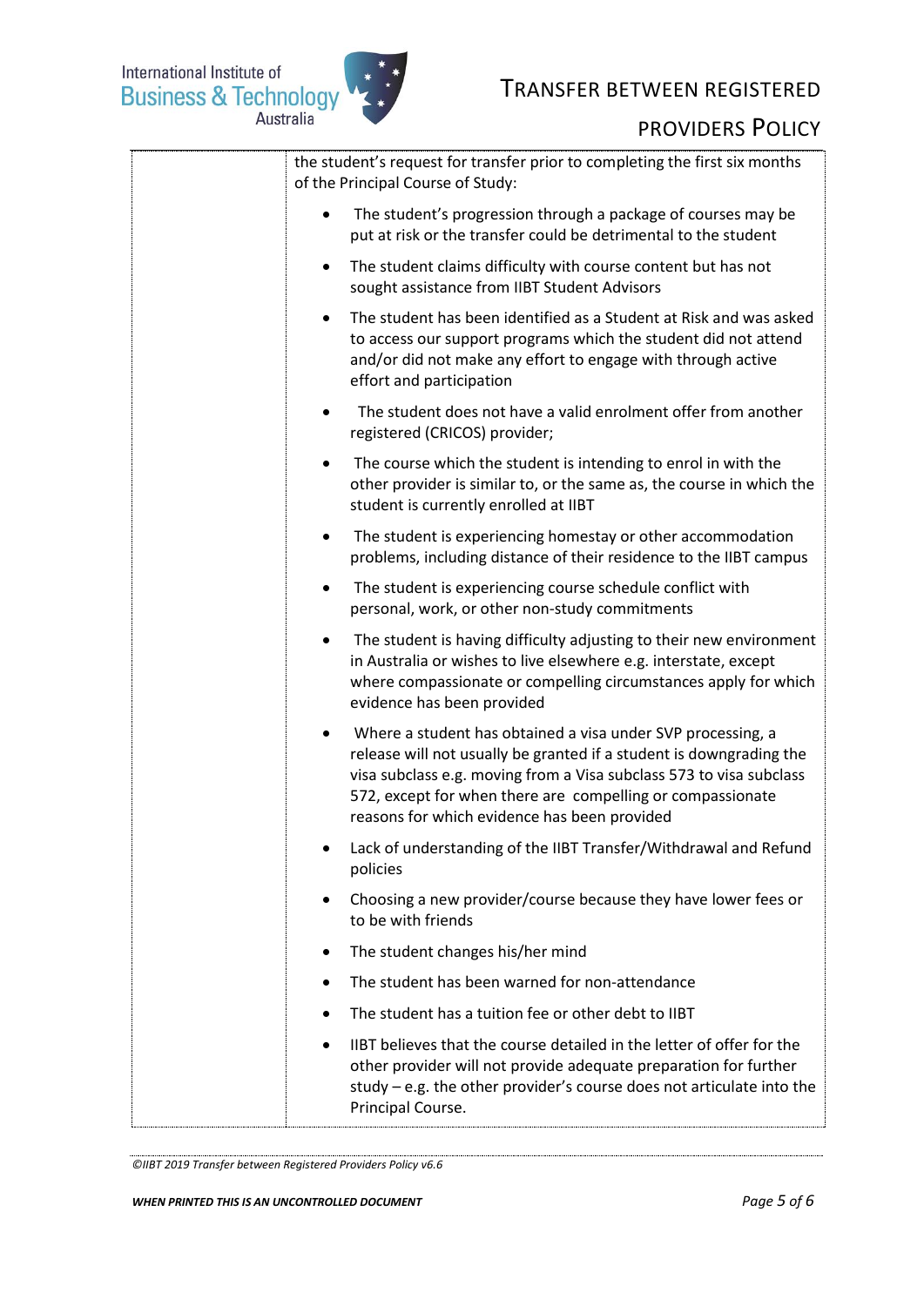| | the student's request for transfer prior to completing the first six months of the Principal Course of Study:<br><br>• The student's progression through a package of courses may be put at risk or the transfer could be detrimental to the student<br>• The student claims difficulty with course content but has not sought assistance from IIBT Student Advisors<br>• The student has been identified as a Student at Risk and was asked to access our support programs which the student did not attend and/or did not make any effort to engage with through active effort and participation<br>• The student does not have a valid enrolment offer from another registered (CRICOS) provider;<br>• The course which the student is intending to enrol in with the other provider is similar to, or the same as, the course in which the student is currently enrolled at IIBT<br>• The student is experiencing homestay or other accommodation problems, including distance of their residence to the IIBT campus<br>• The student is experiencing course schedule conflict with personal, work, or other non-study commitments<br>• The student is having difficulty adjusting to their new environment in Australia or wishes to live elsewhere e.g. interstate, except where compassionate or compelling circumstances apply for which evidence has been provided<br>• Where a student has obtained a visa under SVP processing, a release will not usually be granted if a student is downgrading the visa subclass e.g. moving from a Visa subclass 573 to visa subclass 572, except for when there are compelling or compassionate reasons for which evidence has been provided<br>• Lack of understanding of the IIBT Transfer/Withdrawal and Refund policies<br>• Choosing a new provider/course because they have lower fees or to be with friends<br>• The student changes his/her mind<br>• The student has been warned for non-attendance<br>• The student has a tuition fee or other debt to IIBT<br>• IIBT believes that the course detailed in the letter of offer for the other provider will not provide adequate preparation for further study – e.g. the other provider's course does not articulate into the Principal Course. |
|---|---|

*©IIBT 2019 Transfer between Registered Providers Policy v6.6*

***WHEN PRINTED THIS IS AN UNCONTROLLED DOCUMENT***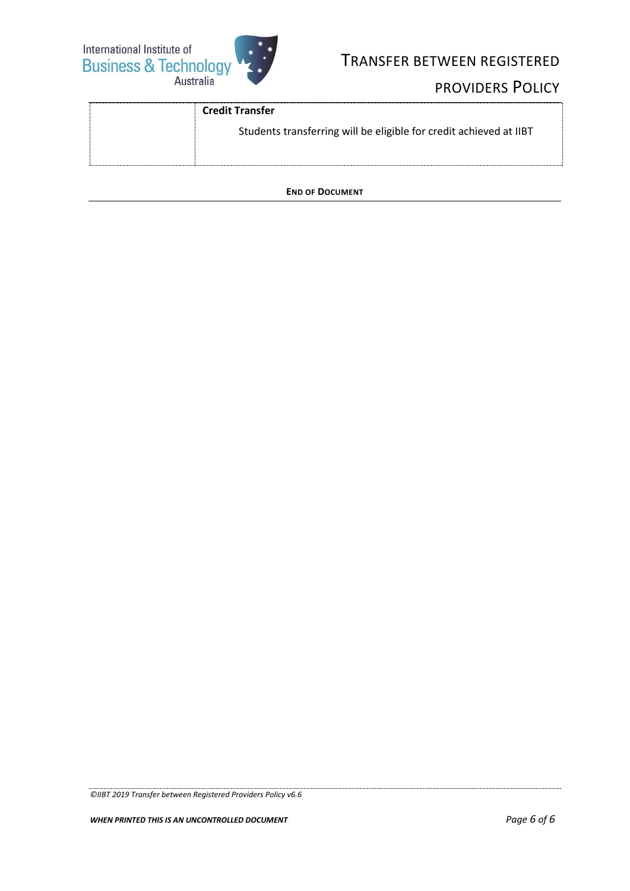| | |
|---|---|
| | **Credit Transfer**<br><br>Students transferring will be eligible for credit achieved at IIBT |

**END OF DOCUMENT**

*©IIBT 2019 Transfer between Registered Providers Policy v6.6*

***WHEN PRINTED THIS IS AN UNCONTROLLED DOCUMENT***